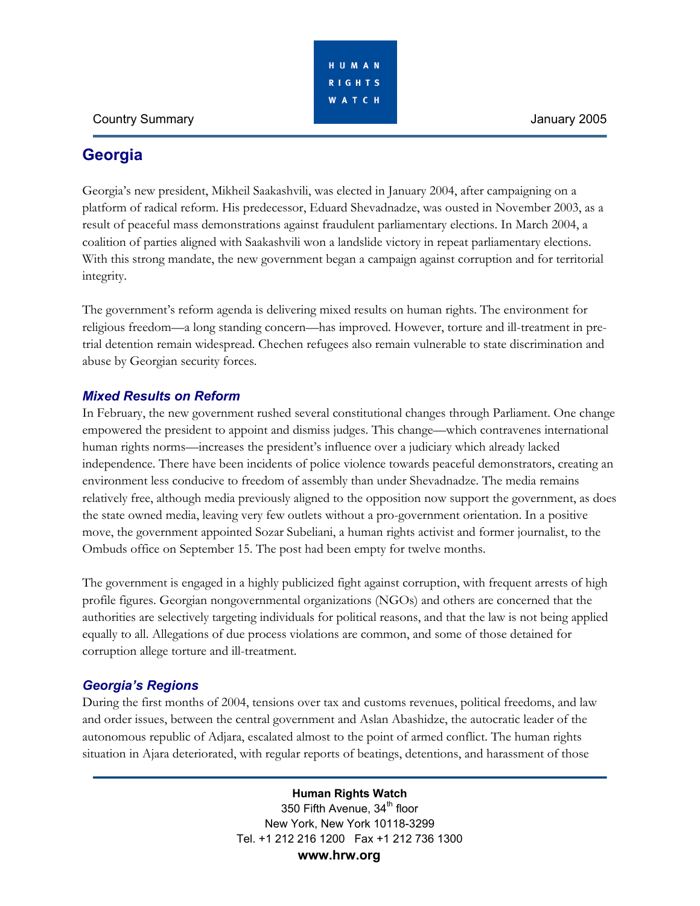Country Summary

January 2005

# Georgia

Georgia's new president, Mikheil Saakashvili, was elected in January 2004, after campaigning on a platform of radical reform. His predecessor, Eduard Shevadnadze, was ousted in November 2003, as a result of peaceful mass demonstrations against fraudulent parliamentary elections. In March 2004, a coalition of parties aligned with Saakashvili won a landslide victory in repeat parliamentary elections. With this strong mandate, the new government began a campaign against corruption and for territorial integrity.

The government's reform agenda is delivering mixed results on human rights. The environment for religious freedom—a long standing concern—has improved. However, torture and ill-treatment in pre-trial detention remain widespread. Chechen refugees also remain vulnerable to state discrimination and abuse by Georgian security forces.

### *Mixed Results on Reform*

In February, the new government rushed several constitutional changes through Parliament. One change empowered the president to appoint and dismiss judges. This change—which contravenes international human rights norms—increases the president's influence over a judiciary which already lacked independence. There have been incidents of police violence towards peaceful demonstrators, creating an environment less conducive to freedom of assembly than under Shevadnadze. The media remains relatively free, although media previously aligned to the opposition now support the government, as does the state owned media, leaving very few outlets without a pro-government orientation. In a positive move, the government appointed Sozar Subeliani, a human rights activist and former journalist, to the Ombuds office on September 15. The post had been empty for twelve months.

The government is engaged in a highly publicized fight against corruption, with frequent arrests of high profile figures. Georgian nongovernmental organizations (NGOs) and others are concerned that the authorities are selectively targeting individuals for political reasons, and that the law is not being applied equally to all. Allegations of due process violations are common, and some of those detained for corruption allege torture and ill-treatment.

### *Georgia's Regions*

During the first months of 2004, tensions over tax and customs revenues, political freedoms, and law and order issues, between the central government and Aslan Abashidze, the autocratic leader of the autonomous republic of Adjara, escalated almost to the point of armed conflict. The human rights situation in Ajara deteriorated, with regular reports of beatings, detentions, and harassment of those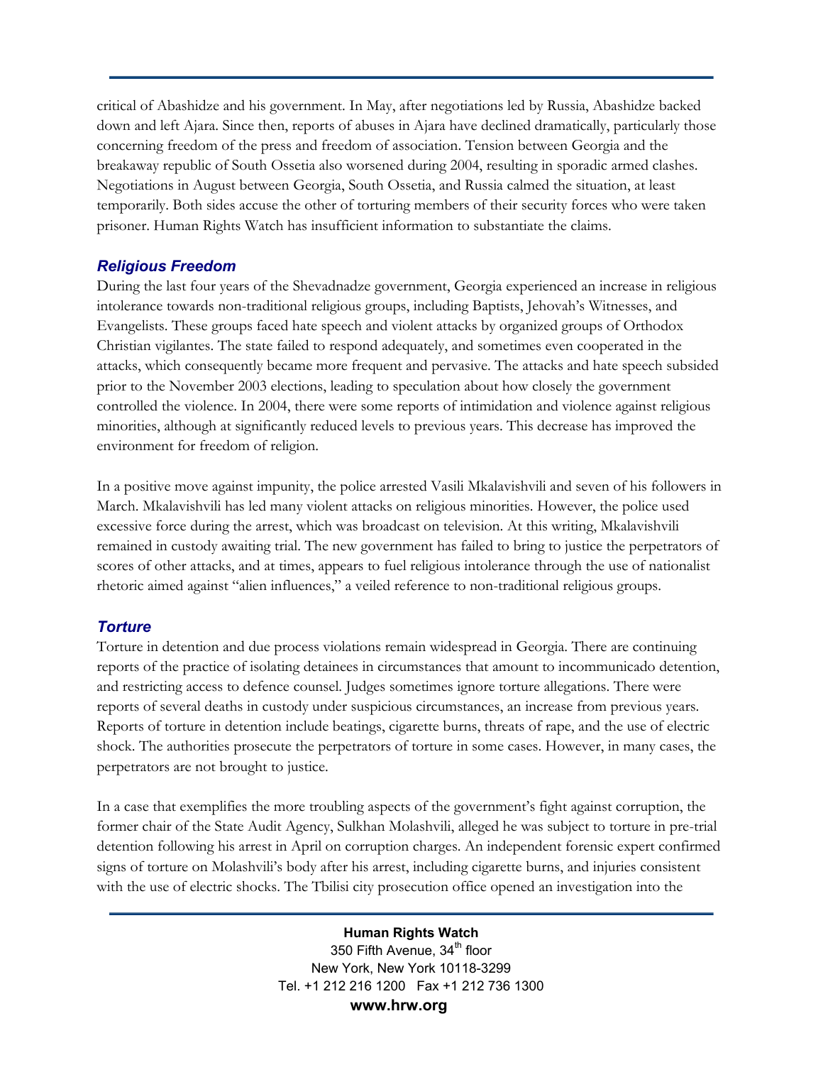critical of Abashidze and his government. In May, after negotiations led by Russia, Abashidze backed down and left Ajara. Since then, reports of abuses in Ajara have declined dramatically, particularly those concerning freedom of the press and freedom of association. Tension between Georgia and the breakaway republic of South Ossetia also worsened during 2004, resulting in sporadic armed clashes. Negotiations in August between Georgia, South Ossetia, and Russia calmed the situation, at least temporarily. Both sides accuse the other of torturing members of their security forces who were taken prisoner. Human Rights Watch has insufficient information to substantiate the claims.

### *Religious Freedom*

During the last four years of the Shevadnadze government, Georgia experienced an increase in religious intolerance towards non-traditional religious groups, including Baptists, Jehovah's Witnesses, and Evangelists. These groups faced hate speech and violent attacks by organized groups of Orthodox Christian vigilantes. The state failed to respond adequately, and sometimes even cooperated in the attacks, which consequently became more frequent and pervasive. The attacks and hate speech subsided prior to the November 2003 elections, leading to speculation about how closely the government controlled the violence. In 2004, there were some reports of intimidation and violence against religious minorities, although at significantly reduced levels to previous years. This decrease has improved the environment for freedom of religion.

In a positive move against impunity, the police arrested Vasili Mkalavishvili and seven of his followers in March. Mkalavishvili has led many violent attacks on religious minorities. However, the police used excessive force during the arrest, which was broadcast on television. At this writing, Mkalavishvili remained in custody awaiting trial. The new government has failed to bring to justice the perpetrators of scores of other attacks, and at times, appears to fuel religious intolerance through the use of nationalist rhetoric aimed against "alien influences," a veiled reference to non-traditional religious groups.

### *Torture*

Torture in detention and due process violations remain widespread in Georgia. There are continuing reports of the practice of isolating detainees in circumstances that amount to incommunicado detention, and restricting access to defence counsel. Judges sometimes ignore torture allegations. There were reports of several deaths in custody under suspicious circumstances, an increase from previous years. Reports of torture in detention include beatings, cigarette burns, threats of rape, and the use of electric shock. The authorities prosecute the perpetrators of torture in some cases. However, in many cases, the perpetrators are not brought to justice.

In a case that exemplifies the more troubling aspects of the government's fight against corruption, the former chair of the State Audit Agency, Sulkhan Molashvili, alleged he was subject to torture in pre-trial detention following his arrest in April on corruption charges. An independent forensic expert confirmed signs of torture on Molashvili's body after his arrest, including cigarette burns, and injuries consistent with the use of electric shocks. The Tbilisi city prosecution office opened an investigation into the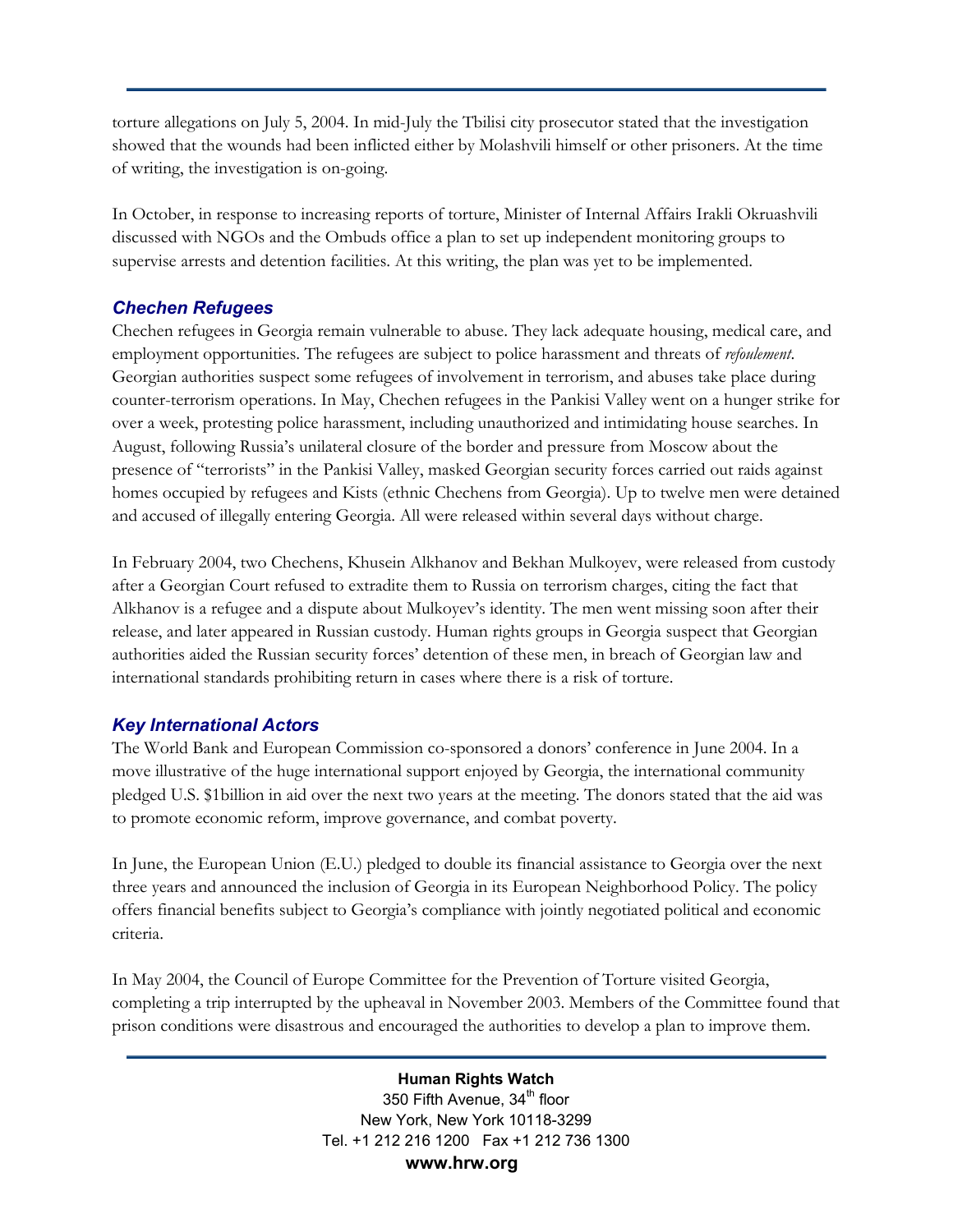torture allegations on July 5, 2004. In mid-July the Tbilisi city prosecutor stated that the investigation showed that the wounds had been inflicted either by Molashvili himself or other prisoners. At the time of writing, the investigation is on-going.

In October, in response to increasing reports of torture, Minister of Internal Affairs Irakli Okruashvili discussed with NGOs and the Ombuds office a plan to set up independent monitoring groups to supervise arrests and detention facilities. At this writing, the plan was yet to be implemented.

### *Chechen Refugees*

Chechen refugees in Georgia remain vulnerable to abuse. They lack adequate housing, medical care, and employment opportunities. The refugees are subject to police harassment and threats of *refoulement*. Georgian authorities suspect some refugees of involvement in terrorism, and abuses take place during counter-terrorism operations. In May, Chechen refugees in the Pankisi Valley went on a hunger strike for over a week, protesting police harassment, including unauthorized and intimidating house searches. In August, following Russia's unilateral closure of the border and pressure from Moscow about the presence of "terrorists" in the Pankisi Valley, masked Georgian security forces carried out raids against homes occupied by refugees and Kists (ethnic Chechens from Georgia). Up to twelve men were detained and accused of illegally entering Georgia. All were released within several days without charge.

In February 2004, two Chechens, Khusein Alkhanov and Bekhan Mulkoyev, were released from custody after a Georgian Court refused to extradite them to Russia on terrorism charges, citing the fact that Alkhanov is a refugee and a dispute about Mulkoyev's identity. The men went missing soon after their release, and later appeared in Russian custody. Human rights groups in Georgia suspect that Georgian authorities aided the Russian security forces' detention of these men, in breach of Georgian law and international standards prohibiting return in cases where there is a risk of torture.

### *Key International Actors*

The World Bank and European Commission co-sponsored a donors' conference in June 2004. In a move illustrative of the huge international support enjoyed by Georgia, the international community pledged U.S. $1billion in aid over the next two years at the meeting. The donors stated that the aid was to promote economic reform, improve governance, and combat poverty.

In June, the European Union (E.U.) pledged to double its financial assistance to Georgia over the next three years and announced the inclusion of Georgia in its European Neighborhood Policy. The policy offers financial benefits subject to Georgia's compliance with jointly negotiated political and economic criteria.

In May 2004, the Council of Europe Committee for the Prevention of Torture visited Georgia, completing a trip interrupted by the upheaval in November 2003. Members of the Committee found that prison conditions were disastrous and encouraged the authorities to develop a plan to improve them.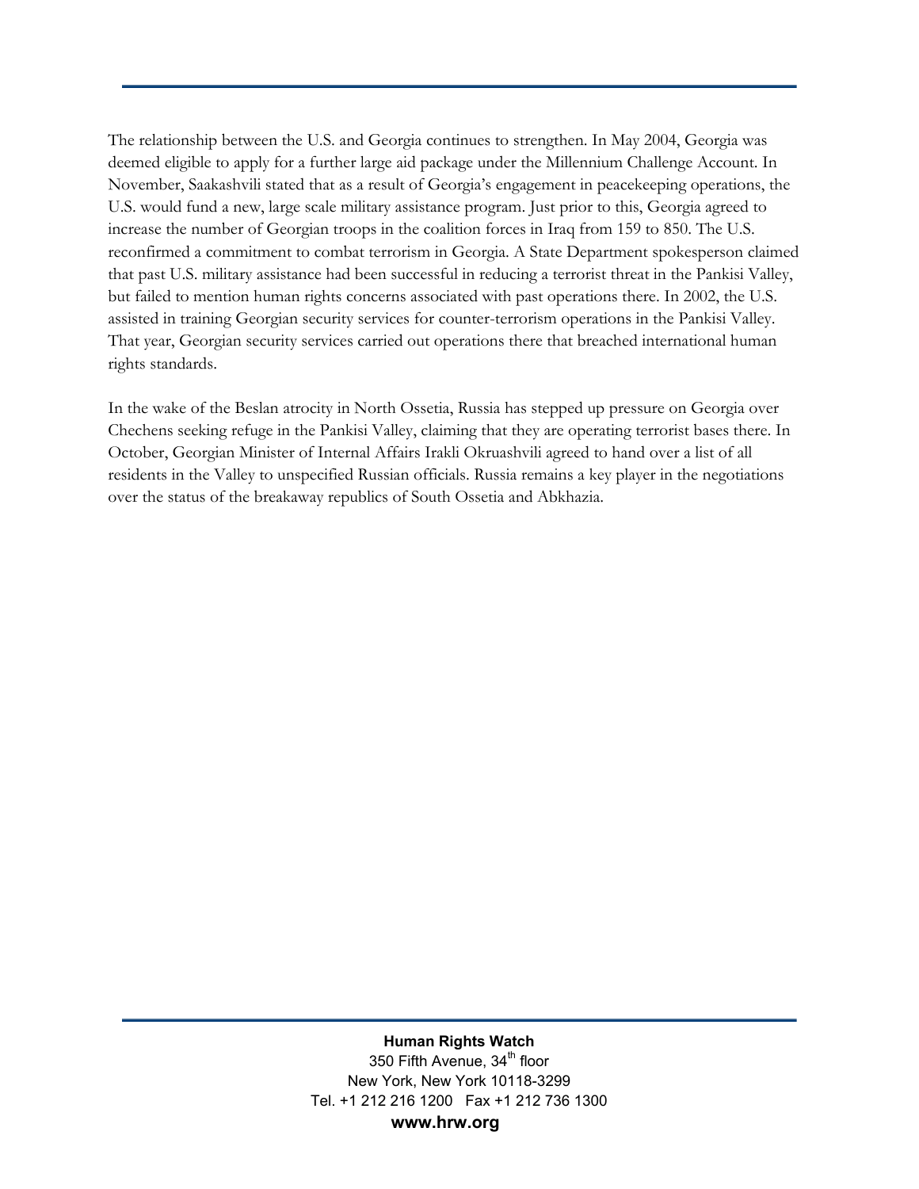The relationship between the U.S. and Georgia continues to strengthen. In May 2004, Georgia was deemed eligible to apply for a further large aid package under the Millennium Challenge Account. In November, Saakashvili stated that as a result of Georgia's engagement in peacekeeping operations, the U.S. would fund a new, large scale military assistance program. Just prior to this, Georgia agreed to increase the number of Georgian troops in the coalition forces in Iraq from 159 to 850. The U.S. reconfirmed a commitment to combat terrorism in Georgia. A State Department spokesperson claimed that past U.S. military assistance had been successful in reducing a terrorist threat in the Pankisi Valley, but failed to mention human rights concerns associated with past operations there. In 2002, the U.S. assisted in training Georgian security services for counter-terrorism operations in the Pankisi Valley. That year, Georgian security services carried out operations there that breached international human rights standards.

In the wake of the Beslan atrocity in North Ossetia, Russia has stepped up pressure on Georgia over Chechens seeking refuge in the Pankisi Valley, claiming that they are operating terrorist bases there. In October, Georgian Minister of Internal Affairs Irakli Okruashvili agreed to hand over a list of all residents in the Valley to unspecified Russian officials. Russia remains a key player in the negotiations over the status of the breakaway republics of South Ossetia and Abkhazia.

**Human Rights Watch**
350 Fifth Avenue, 34th floor
New York, New York 10118-3299
Tel. +1 212 216 1200 Fax +1 212 736 1300
**www.hrw.org**